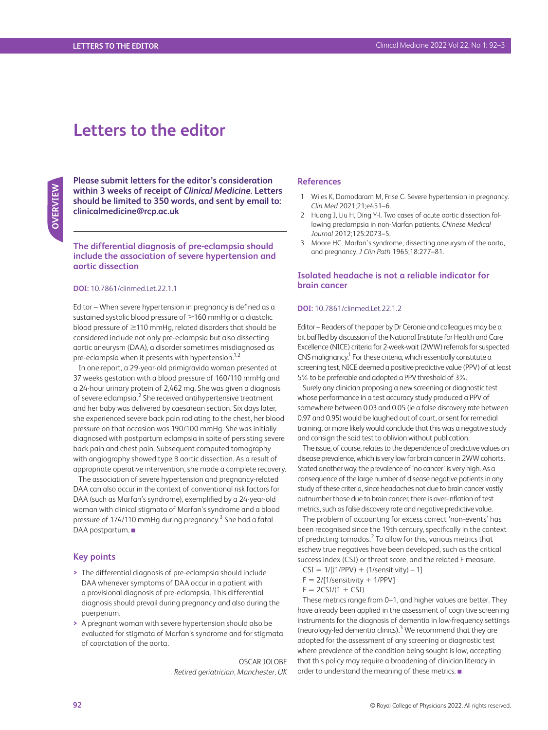# Letters to the editor

**Please submit letters for the editor's consideration within 3 weeks of receipt of *Clinical Medicine*. Letters should be limited to 350 words, and sent by email to: clinicalmedicine@rcp.ac.uk**

## The differential diagnosis of pre-eclampsia should include the association of severe hypertension and aortic dissection

**DOI:** 10.7861/clinmed.Let.22.1.1

Editor – When severe hypertension in pregnancy is defined as a sustained systolic blood pressure of ≥160 mmHg or a diastolic blood pressure of ≥110 mmHg, related disorders that should be considered include not only pre-eclampsia but also dissecting aortic aneurysm (DAA), a disorder sometimes misdiagnosed as pre-eclampsia when it presents with hypertension.[1,2]

In one report, a 29-year-old primigravida woman presented at 37 weeks gestation with a blood pressure of 160/110 mmHg and a 24-hour urinary protein of 2,462 mg. She was given a diagnosis of severe eclampsia.[2] She received antihypertensive treatment and her baby was delivered by caesarean section. Six days later, she experienced severe back pain radiating to the chest, her blood pressure on that occasion was 190/100 mmHg. She was initially diagnosed with postpartum eclampsia in spite of persisting severe back pain and chest pain. Subsequent computed tomography with angiography showed type B aortic dissection. As a result of appropriate operative intervention, she made a complete recovery.

The association of severe hypertension and pregnancy-related DAA can also occur in the context of conventional risk factors for DAA (such as Marfan's syndrome), exemplified by a 24-year-old woman with clinical stigmata of Marfan's syndrome and a blood pressure of 174/110 mmHg during pregnancy.[3] She had a fatal DAA postpartum. ■

### Key points

- The differential diagnosis of pre-eclampsia should include DAA whenever symptoms of DAA occur in a patient with a provisional diagnosis of pre-eclampsia. This differential diagnosis should prevail during pregnancy and also during the puerperium.
- A pregnant woman with severe hypertension should also be evaluated for stigmata of Marfan's syndrome and for stigmata of coarctation of the aorta.

OSCAR JOLOBE
*Retired geriatrician, Manchester, UK*

### References

1. Wiles K, Damodaram M, Frise C. Severe hypertension in pregnancy. *Clin Med* 2021;21;e451–6.
2. Huang J, Liu H, Ding Y-l. Two cases of acute aortic dissection following preclampsia in non-Marfan patients. *Chinese Medical Journal* 2012;125:2073–5.
3. Moore HC. Marfan's syndrome, dissecting aneurysm of the aorta, and pregnancy. *J Clin Path* 1965;18:277–81.

## Isolated headache is not a reliable indicator for brain cancer

**DOI:** 10.7861/clinmed.Let.22.1.2

Editor – Readers of the paper by Dr Ceronie and colleagues may be a bit baffled by discussion of the National Institute for Health and Care Excellence (NICE) criteria for 2-week-wait (2WW) referrals for suspected CNS malignancy.[1] For these criteria, which essentially constitute a screening test, NICE deemed a positive predictive value (PPV) of at least 5% to be preferable and adopted a PPV threshold of 3%.

Surely any clinician proposing a new screening or diagnostic test whose performance in a test accuracy study produced a PPV of somewhere between 0.03 and 0.05 (ie a false discovery rate between 0.97 and 0.95) would be laughed out of court, or sent for remedial training, or more likely would conclude that this was a negative study and consign the said test to oblivion without publication.

The issue, of course, relates to the dependence of predictive values on disease prevalence, which is very low for brain cancer in 2WW cohorts. Stated another way, the prevalence of 'no cancer' is very high. As a consequence of the large number of disease negative patients in any study of these criteria, since headaches not due to brain cancer vastly outnumber those due to brain cancer, there is over-inflation of test metrics, such as false discovery rate and negative predictive value.

The problem of accounting for excess correct 'non-events' has been recognised since the 19th century, specifically in the context of predicting tornados.[2] To allow for this, various metrics that eschew true negatives have been developed, such as the critical success index (CSI) or threat score, and the related F measure.

$CSI = 1/[(1/PPV) + (1/sensitivity) - 1]$

$F = 2/[1/sensitivity + 1/PPV]$

$F = 2CSI/(1 + CSI)$

These metrics range from 0–1, and higher values are better. They have already been applied in the assessment of cognitive screening instruments for the diagnosis of dementia in low-frequency settings (neurology-led dementia clinics).[3] We recommend that they are adopted for the assessment of any screening or diagnostic test where prevalence of the condition being sought is low, accepting that this policy may require a broadening of clinician literacy in order to understand the meaning of these metrics. ■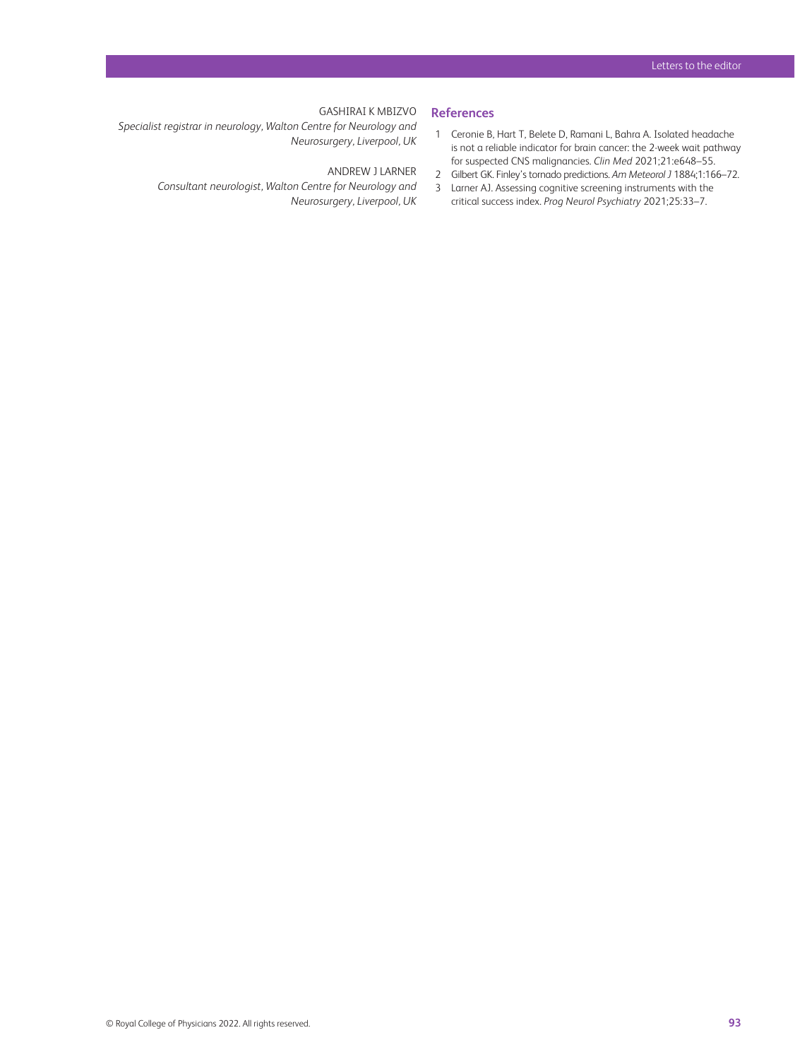GASHIRAI K MBIZVO
*Specialist registrar in neurology, Walton Centre for Neurology and Neurosurgery, Liverpool, UK*

ANDREW J LARNER
*Consultant neurologist, Walton Centre for Neurology and Neurosurgery, Liverpool, UK*

## References

1. Ceronie B, Hart T, Belete D, Ramani L, Bahra A. Isolated headache is not a reliable indicator for brain cancer: the 2-week wait pathway for suspected CNS malignancies. *Clin Med* 2021;21:e648–55.
2. Gilbert GK. Finley's tornado predictions. *Am Meteorol J* 1884;1:166–72.
3. Larner AJ. Assessing cognitive screening instruments with the critical success index. *Prog Neurol Psychiatry* 2021;25:33–7.